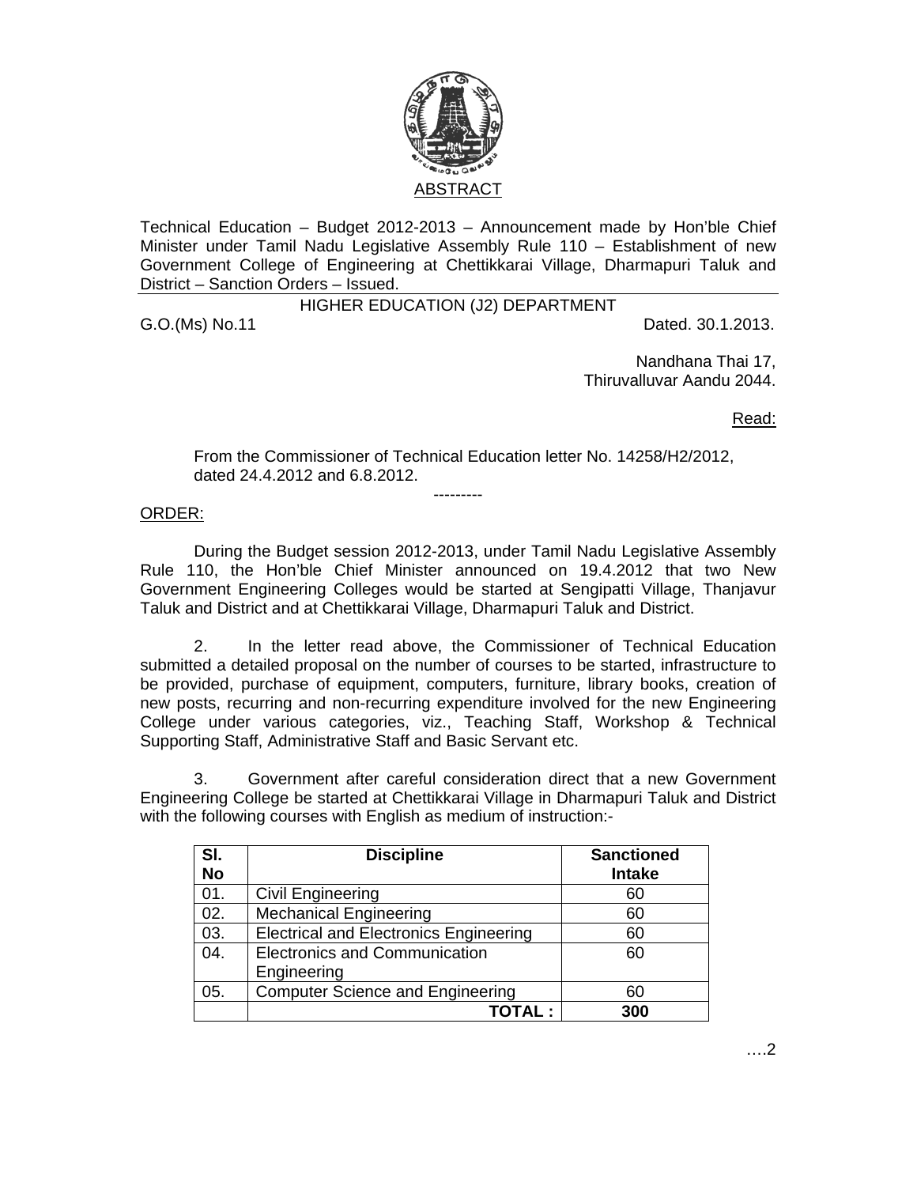ABSTRACT

Technical Education – Budget 2012-2013 – Announcement made by Hon'ble Chief Minister under Tamil Nadu Legislative Assembly Rule 110 – Establishment of new Government College of Engineering at Chettikkarai Village, Dharmapuri Taluk and District – Sanction Orders – Issued.

HIGHER EDUCATION (J2) DEPARTMENT

G.O.(Ms) No.11 Dated. 30.1.2013.

Nandhana Thai 17,
Thiruvalluvar Aandu 2044.

Read:

From the Commissioner of Technical Education letter No. 14258/H2/2012, dated 24.4.2012 and 6.8.2012.

---------

ORDER:

During the Budget session 2012-2013, under Tamil Nadu Legislative Assembly Rule 110, the Hon'ble Chief Minister announced on 19.4.2012 that two New Government Engineering Colleges would be started at Sengipatti Village, Thanjavur Taluk and District and at Chettikkarai Village, Dharmapuri Taluk and District.

2. In the letter read above, the Commissioner of Technical Education submitted a detailed proposal on the number of courses to be started, infrastructure to be provided, purchase of equipment, computers, furniture, library books, creation of new posts, recurring and non-recurring expenditure involved for the new Engineering College under various categories, viz., Teaching Staff, Workshop & Technical Supporting Staff, Administrative Staff and Basic Servant etc.

3. Government after careful consideration direct that a new Government Engineering College be started at Chettikkarai Village in Dharmapuri Taluk and District with the following courses with English as medium of instruction:-

| Sl. No | Discipline | Sanctioned Intake |
|---|---|---|
| 01. | Civil Engineering | 60 |
| 02. | Mechanical Engineering | 60 |
| 03. | Electrical and Electronics Engineering | 60 |
| 04. | Electronics and Communication Engineering | 60 |
| 05. | Computer Science and Engineering | 60 |
| | **TOTAL :** | **300** |

….2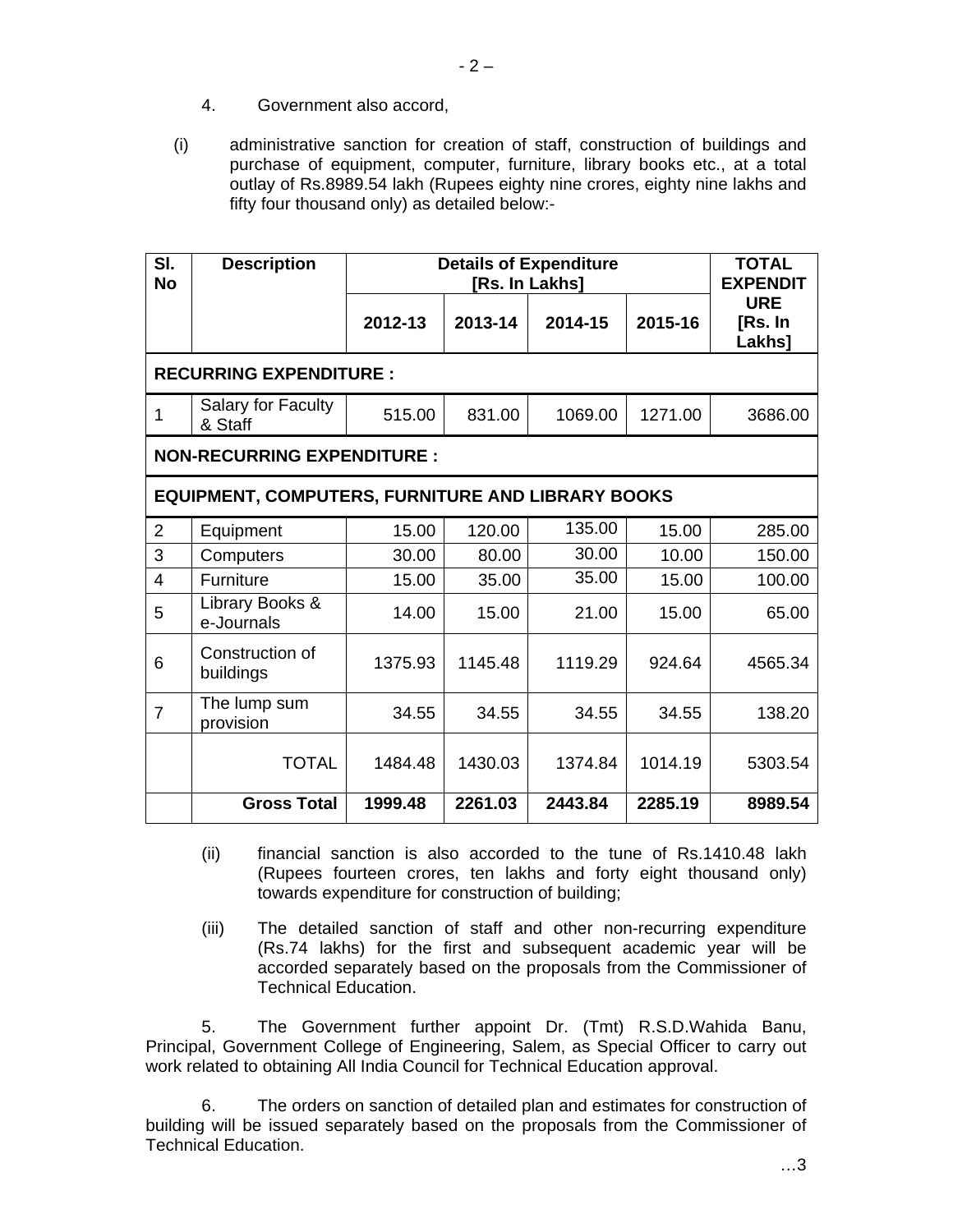4. Government also accord,

(i) administrative sanction for creation of staff, construction of buildings and purchase of equipment, computer, furniture, library books etc., at a total outlay of Rs.8989.54 lakh (Rupees eighty nine crores, eighty nine lakhs and fifty four thousand only) as detailed below:-

| Sl. No | Description | Details of Expenditure [Rs. In Lakhs] | | | | TOTAL EXPENDITURE [Rs. In Lakhs] |
|---|---|---|---|---|---|---|
| | | 2012-13 | 2013-14 | 2014-15 | 2015-16 | |
| **RECURRING EXPENDITURE :** | | | | | | |
| 1 | Salary for Faculty & Staff | 515.00 | 831.00 | 1069.00 | 1271.00 | 3686.00 |
| **NON-RECURRING EXPENDITURE :** | | | | | | |
| **EQUIPMENT, COMPUTERS, FURNITURE AND LIBRARY BOOKS** | | | | | | |
| 2 | Equipment | 15.00 | 120.00 | 135.00 | 15.00 | 285.00 |
| 3 | Computers | 30.00 | 80.00 | 30.00 | 10.00 | 150.00 |
| 4 | Furniture | 15.00 | 35.00 | 35.00 | 15.00 | 100.00 |
| 5 | Library Books & e-Journals | 14.00 | 15.00 | 21.00 | 15.00 | 65.00 |
| 6 | Construction of buildings | 1375.93 | 1145.48 | 1119.29 | 924.64 | 4565.34 |
| 7 | The lump sum provision | 34.55 | 34.55 | 34.55 | 34.55 | 138.20 |
| | TOTAL | 1484.48 | 1430.03 | 1374.84 | 1014.19 | 5303.54 |
| | **Gross Total** | **1999.48** | **2261.03** | **2443.84** | **2285.19** | **8989.54** |

(ii) financial sanction is also accorded to the tune of Rs.1410.48 lakh (Rupees fourteen crores, ten lakhs and forty eight thousand only) towards expenditure for construction of building;

(iii) The detailed sanction of staff and other non-recurring expenditure (Rs.74 lakhs) for the first and subsequent academic year will be accorded separately based on the proposals from the Commissioner of Technical Education.

5. The Government further appoint Dr. (Tmt) R.S.D.Wahida Banu, Principal, Government College of Engineering, Salem, as Special Officer to carry out work related to obtaining All India Council for Technical Education approval.

6. The orders on sanction of detailed plan and estimates for construction of building will be issued separately based on the proposals from the Commissioner of Technical Education.

…3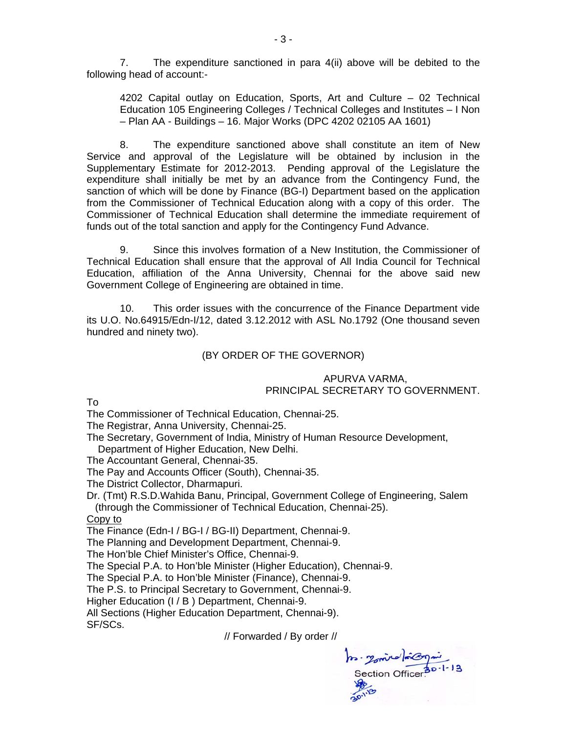7. The expenditure sanctioned in para 4(ii) above will be debited to the following head of account:-

> 4202 Capital outlay on Education, Sports, Art and Culture – 02 Technical Education 105 Engineering Colleges / Technical Colleges and Institutes – I Non – Plan AA - Buildings – 16. Major Works (DPC 4202 02105 AA 1601)

8. The expenditure sanctioned above shall constitute an item of New Service and approval of the Legislature will be obtained by inclusion in the Supplementary Estimate for 2012-2013. Pending approval of the Legislature the expenditure shall initially be met by an advance from the Contingency Fund, the sanction of which will be done by Finance (BG-I) Department based on the application from the Commissioner of Technical Education along with a copy of this order. The Commissioner of Technical Education shall determine the immediate requirement of funds out of the total sanction and apply for the Contingency Fund Advance.

9. Since this involves formation of a New Institution, the Commissioner of Technical Education shall ensure that the approval of All India Council for Technical Education, affiliation of the Anna University, Chennai for the above said new Government College of Engineering are obtained in time.

10. This order issues with the concurrence of the Finance Department vide its U.O. No.64915/Edn-I/12, dated 3.12.2012 with ASL No.1792 (One thousand seven hundred and ninety two).

(BY ORDER OF THE GOVERNOR)

APURVA VARMA,
PRINCIPAL SECRETARY TO GOVERNMENT.

To
The Commissioner of Technical Education, Chennai-25.
The Registrar, Anna University, Chennai-25.
The Secretary, Government of India, Ministry of Human Resource Development, Department of Higher Education, New Delhi.
The Accountant General, Chennai-35.
The Pay and Accounts Officer (South), Chennai-35.
The District Collector, Dharmapuri.
Dr. (Tmt) R.S.D.Wahida Banu, Principal, Government College of Engineering, Salem (through the Commissioner of Technical Education, Chennai-25).

Copy to
The Finance (Edn-I / BG-I / BG-II) Department, Chennai-9.
The Planning and Development Department, Chennai-9.
The Hon'ble Chief Minister's Office, Chennai-9.
The Special P.A. to Hon'ble Minister (Higher Education), Chennai-9.
The Special P.A. to Hon'ble Minister (Finance), Chennai-9.
The P.S. to Principal Secretary to Government, Chennai-9.
Higher Education (I / B ) Department, Chennai-9.
All Sections (Higher Education Department, Chennai-9).
SF/SCs.

// Forwarded / By order //

30-1-13
Section Officer.
30.1.13